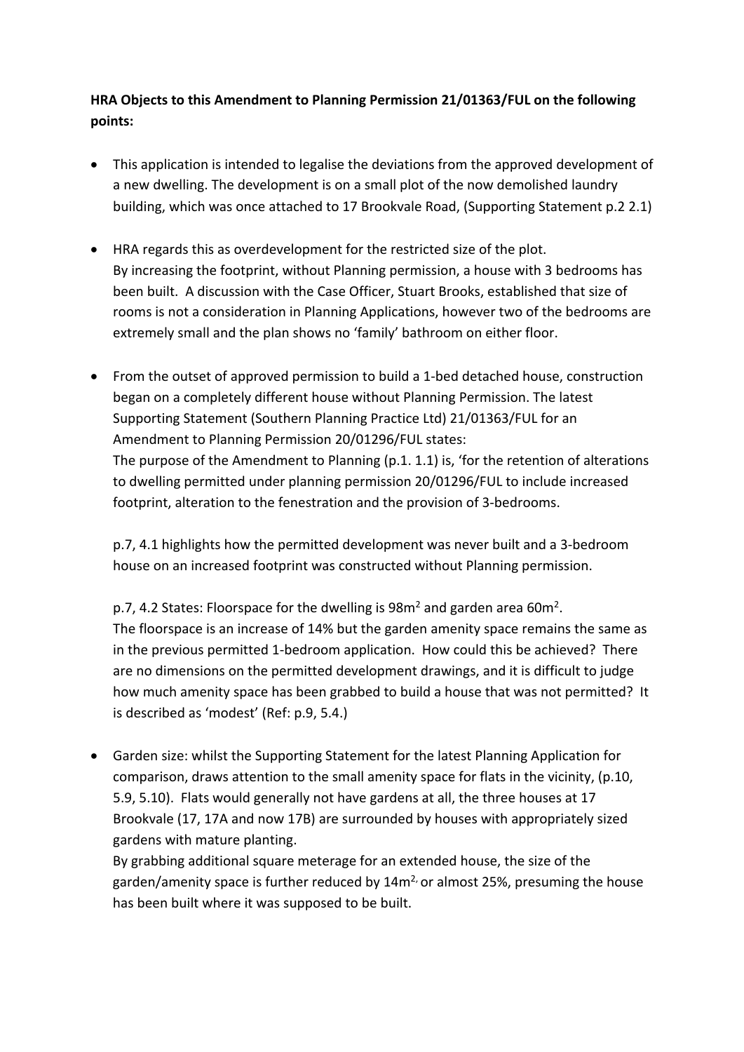**HRA Objects to this Amendment to Planning Permission 21/01363/FUL on the following points:**

- This application is intended to legalise the deviations from the approved development of a new dwelling. The development is on a small plot of the now demolished laundry building, which was once attached to 17 Brookvale Road, (Supporting Statement p.2 2.1)

- HRA regards this as overdevelopment for the restricted size of the plot.
  By increasing the footprint, without Planning permission, a house with 3 bedrooms has been built. A discussion with the Case Officer, Stuart Brooks, established that size of rooms is not a consideration in Planning Applications, however two of the bedrooms are extremely small and the plan shows no 'family' bathroom on either floor.

- From the outset of approved permission to build a 1-bed detached house, construction began on a completely different house without Planning Permission. The latest Supporting Statement (Southern Planning Practice Ltd) 21/01363/FUL for an Amendment to Planning Permission 20/01296/FUL states:
  The purpose of the Amendment to Planning (p.1. 1.1) is, 'for the retention of alterations to dwelling permitted under planning permission 20/01296/FUL to include increased footprint, alteration to the fenestration and the provision of 3-bedrooms.

  p.7, 4.1 highlights how the permitted development was never built and a 3-bedroom house on an increased footprint was constructed without Planning permission.

  p.7, 4.2 States: Floorspace for the dwelling is 98m$^2$ and garden area 60m$^2$.
  The floorspace is an increase of 14% but the garden amenity space remains the same as in the previous permitted 1-bedroom application. How could this be achieved? There are no dimensions on the permitted development drawings, and it is difficult to judge how much amenity space has been grabbed to build a house that was not permitted? It is described as 'modest' (Ref: p.9, 5.4.)

- Garden size: whilst the Supporting Statement for the latest Planning Application for comparison, draws attention to the small amenity space for flats in the vicinity, (p.10, 5.9, 5.10). Flats would generally not have gardens at all, the three houses at 17 Brookvale (17, 17A and now 17B) are surrounded by houses with appropriately sized gardens with mature planting.
  By grabbing additional square meterage for an extended house, the size of the garden/amenity space is further reduced by 14m$^2$, or almost 25%, presuming the house has been built where it was supposed to be built.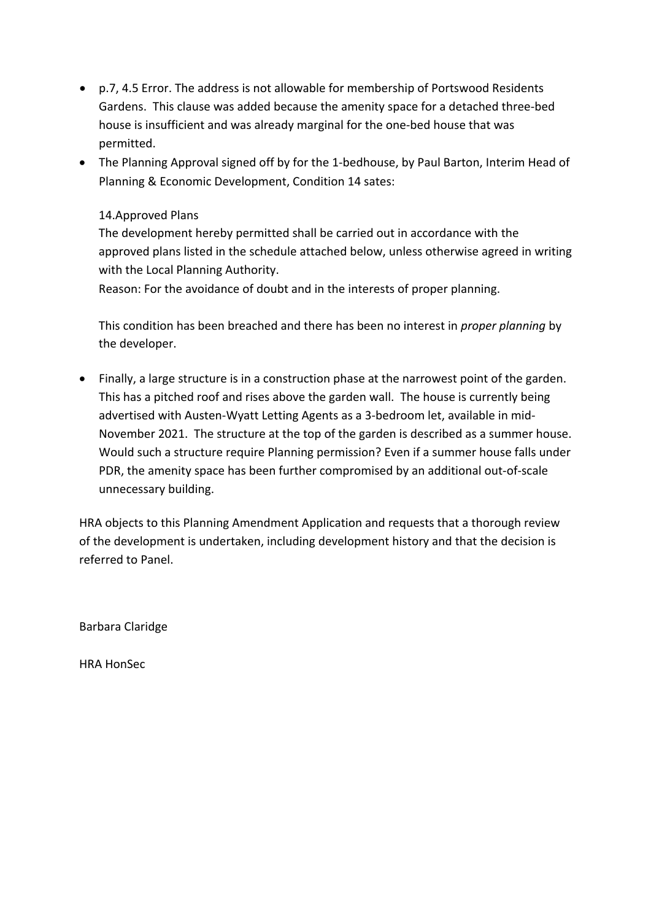- p.7, 4.5 Error. The address is not allowable for membership of Portswood Residents Gardens. This clause was added because the amenity space for a detached three-bed house is insufficient and was already marginal for the one-bed house that was permitted.
- The Planning Approval signed off by for the 1-bedhouse, by Paul Barton, Interim Head of Planning & Economic Development, Condition 14 sates:

  14.Approved Plans
  The development hereby permitted shall be carried out in accordance with the approved plans listed in the schedule attached below, unless otherwise agreed in writing with the Local Planning Authority.
  Reason: For the avoidance of doubt and in the interests of proper planning.

  This condition has been breached and there has been no interest in *proper planning* by the developer.

- Finally, a large structure is in a construction phase at the narrowest point of the garden. This has a pitched roof and rises above the garden wall. The house is currently being advertised with Austen-Wyatt Letting Agents as a 3-bedroom let, available in mid-November 2021. The structure at the top of the garden is described as a summer house. Would such a structure require Planning permission? Even if a summer house falls under PDR, the amenity space has been further compromised by an additional out-of-scale unnecessary building.

HRA objects to this Planning Amendment Application and requests that a thorough review of the development is undertaken, including development history and that the decision is referred to Panel.

Barbara Claridge

HRA HonSec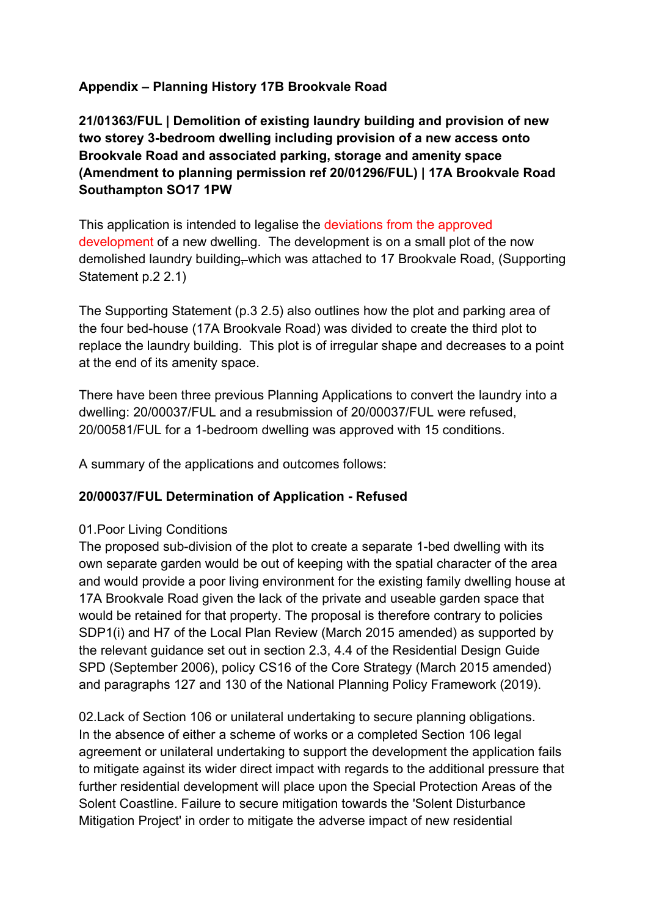**Appendix – Planning History 17B Brookvale Road**

**21/01363/FUL | Demolition of existing laundry building and provision of new two storey 3-bedroom dwelling including provision of a new access onto Brookvale Road and associated parking, storage and amenity space (Amendment to planning permission ref 20/01296/FUL) | 17A Brookvale Road Southampton SO17 1PW**

This application is intended to legalise the deviations from the approved development of a new dwelling. The development is on a small plot of the now demolished laundry building, which was attached to 17 Brookvale Road, (Supporting Statement p.2 2.1)

The Supporting Statement (p.3 2.5) also outlines how the plot and parking area of the four bed-house (17A Brookvale Road) was divided to create the third plot to replace the laundry building. This plot is of irregular shape and decreases to a point at the end of its amenity space.

There have been three previous Planning Applications to convert the laundry into a dwelling: 20/00037/FUL and a resubmission of 20/00037/FUL were refused, 20/00581/FUL for a 1-bedroom dwelling was approved with 15 conditions.

A summary of the applications and outcomes follows:

**20/00037/FUL Determination of Application - Refused**

01.Poor Living Conditions
The proposed sub-division of the plot to create a separate 1-bed dwelling with its own separate garden would be out of keeping with the spatial character of the area and would provide a poor living environment for the existing family dwelling house at 17A Brookvale Road given the lack of the private and useable garden space that would be retained for that property. The proposal is therefore contrary to policies SDP1(i) and H7 of the Local Plan Review (March 2015 amended) as supported by the relevant guidance set out in section 2.3, 4.4 of the Residential Design Guide SPD (September 2006), policy CS16 of the Core Strategy (March 2015 amended) and paragraphs 127 and 130 of the National Planning Policy Framework (2019).

02.Lack of Section 106 or unilateral undertaking to secure planning obligations.
In the absence of either a scheme of works or a completed Section 106 legal agreement or unilateral undertaking to support the development the application fails to mitigate against its wider direct impact with regards to the additional pressure that further residential development will place upon the Special Protection Areas of the Solent Coastline. Failure to secure mitigation towards the 'Solent Disturbance Mitigation Project' in order to mitigate the adverse impact of new residential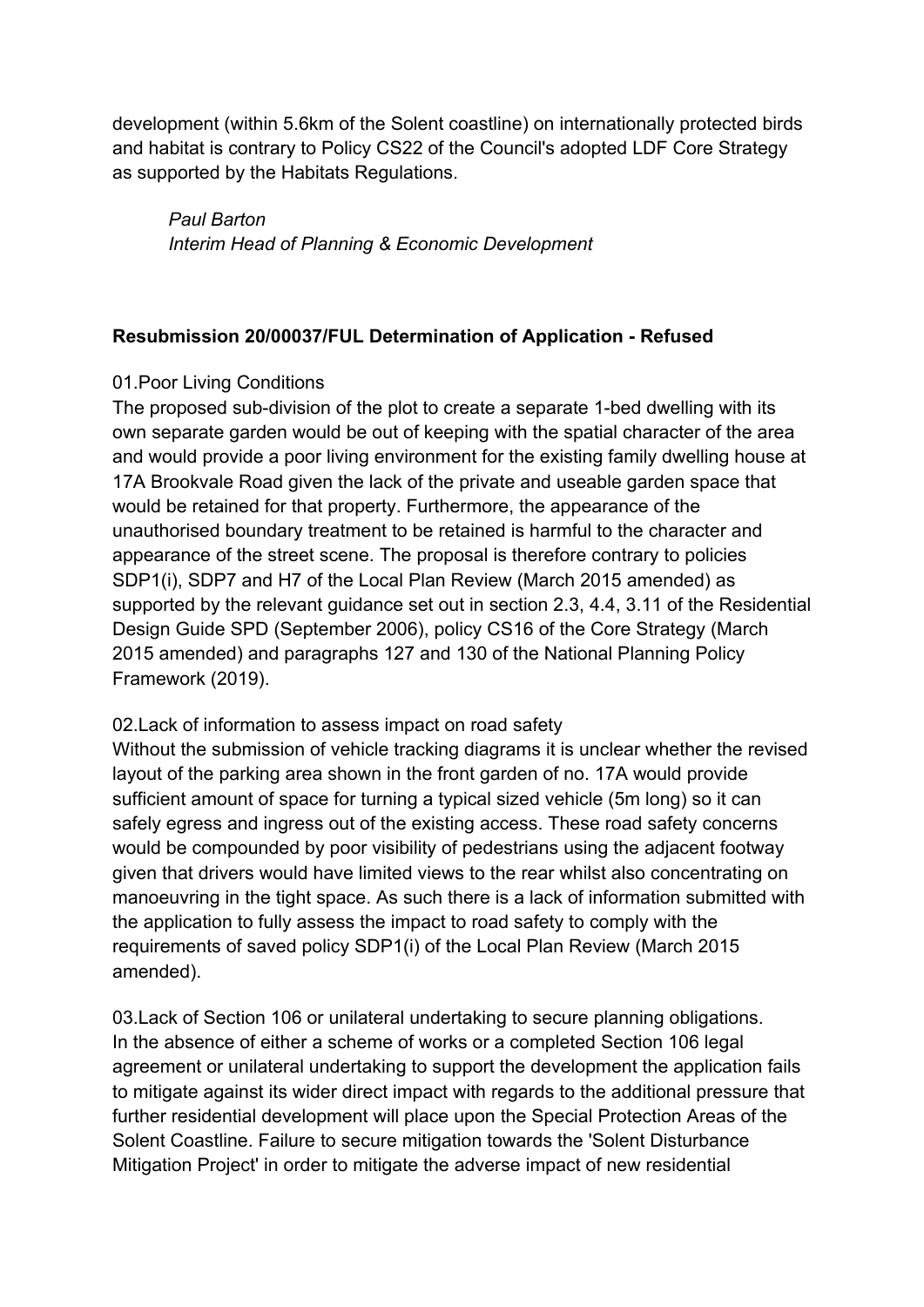development (within 5.6km of the Solent coastline) on internationally protected birds and habitat is contrary to Policy CS22 of the Council's adopted LDF Core Strategy as supported by the Habitats Regulations.

*Paul Barton*
*Interim Head of Planning & Economic Development*

**Resubmission 20/00037/FUL Determination of Application - Refused**

01.Poor Living Conditions
The proposed sub-division of the plot to create a separate 1-bed dwelling with its own separate garden would be out of keeping with the spatial character of the area and would provide a poor living environment for the existing family dwelling house at 17A Brookvale Road given the lack of the private and useable garden space that would be retained for that property. Furthermore, the appearance of the unauthorised boundary treatment to be retained is harmful to the character and appearance of the street scene. The proposal is therefore contrary to policies SDP1(i), SDP7 and H7 of the Local Plan Review (March 2015 amended) as supported by the relevant guidance set out in section 2.3, 4.4, 3.11 of the Residential Design Guide SPD (September 2006), policy CS16 of the Core Strategy (March 2015 amended) and paragraphs 127 and 130 of the National Planning Policy Framework (2019).

02.Lack of information to assess impact on road safety
Without the submission of vehicle tracking diagrams it is unclear whether the revised layout of the parking area shown in the front garden of no. 17A would provide sufficient amount of space for turning a typical sized vehicle (5m long) so it can safely egress and ingress out of the existing access. These road safety concerns would be compounded by poor visibility of pedestrians using the adjacent footway given that drivers would have limited views to the rear whilst also concentrating on manoeuvring in the tight space. As such there is a lack of information submitted with the application to fully assess the impact to road safety to comply with the requirements of saved policy SDP1(i) of the Local Plan Review (March 2015 amended).

03.Lack of Section 106 or unilateral undertaking to secure planning obligations.
In the absence of either a scheme of works or a completed Section 106 legal agreement or unilateral undertaking to support the development the application fails to mitigate against its wider direct impact with regards to the additional pressure that further residential development will place upon the Special Protection Areas of the Solent Coastline. Failure to secure mitigation towards the 'Solent Disturbance Mitigation Project' in order to mitigate the adverse impact of new residential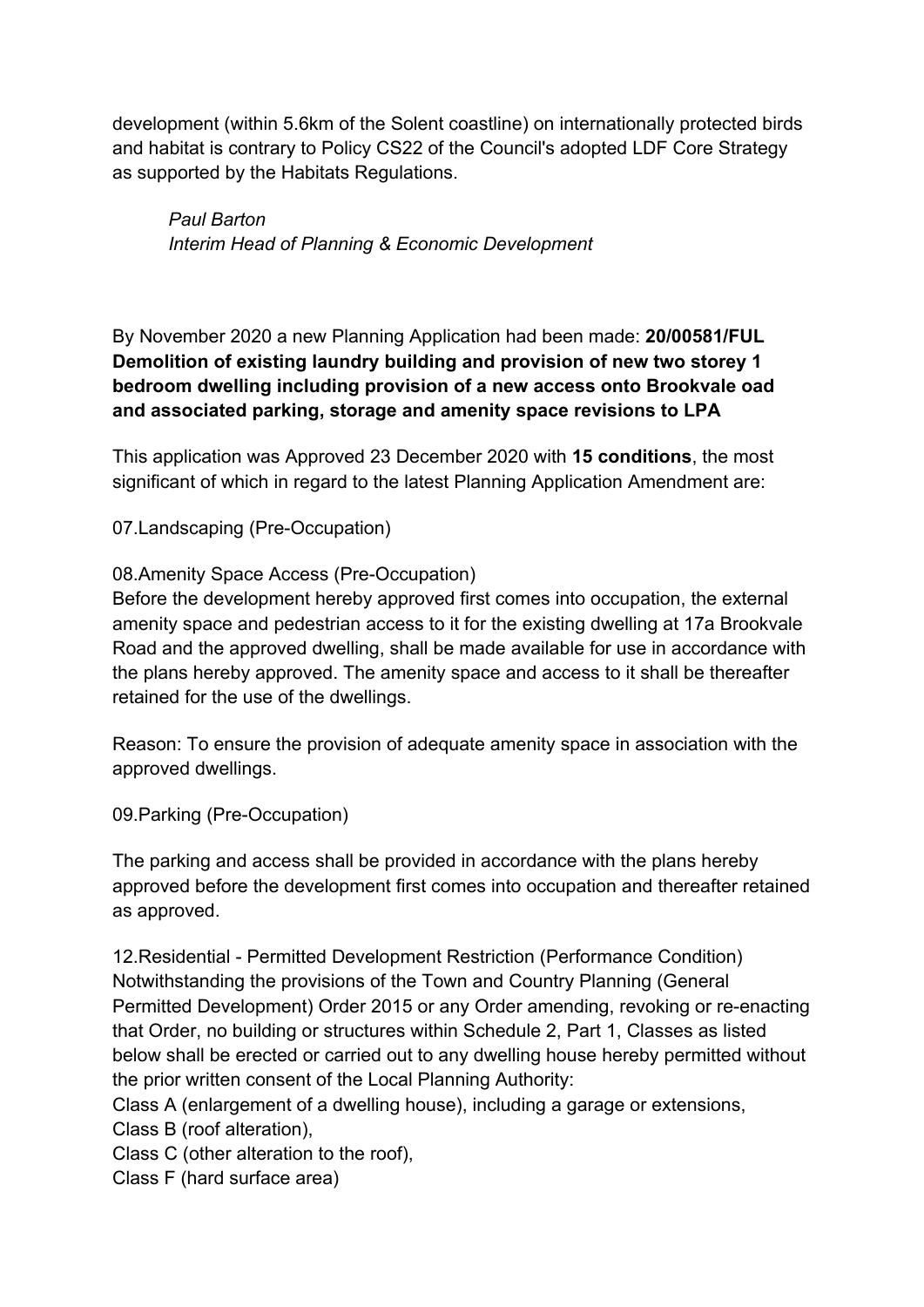development (within 5.6km of the Solent coastline) on internationally protected birds and habitat is contrary to Policy CS22 of the Council's adopted LDF Core Strategy as supported by the Habitats Regulations.

*Paul Barton*
*Interim Head of Planning & Economic Development*

By November 2020 a new Planning Application had been made: **20/00581/FUL Demolition of existing laundry building and provision of new two storey 1 bedroom dwelling including provision of a new access onto Brookvale oad and associated parking, storage and amenity space revisions to LPA**

This application was Approved 23 December 2020 with **15 conditions**, the most significant of which in regard to the latest Planning Application Amendment are:

07.Landscaping (Pre-Occupation)

08.Amenity Space Access (Pre-Occupation)
Before the development hereby approved first comes into occupation, the external amenity space and pedestrian access to it for the existing dwelling at 17a Brookvale Road and the approved dwelling, shall be made available for use in accordance with the plans hereby approved. The amenity space and access to it shall be thereafter retained for the use of the dwellings.

Reason: To ensure the provision of adequate amenity space in association with the approved dwellings.

09.Parking (Pre-Occupation)

The parking and access shall be provided in accordance with the plans hereby approved before the development first comes into occupation and thereafter retained as approved.

12.Residential - Permitted Development Restriction (Performance Condition)
Notwithstanding the provisions of the Town and Country Planning (General Permitted Development) Order 2015 or any Order amending, revoking or re-enacting that Order, no building or structures within Schedule 2, Part 1, Classes as listed below shall be erected or carried out to any dwelling house hereby permitted without the prior written consent of the Local Planning Authority:
Class A (enlargement of a dwelling house), including a garage or extensions,
Class B (roof alteration),
Class C (other alteration to the roof),
Class F (hard surface area)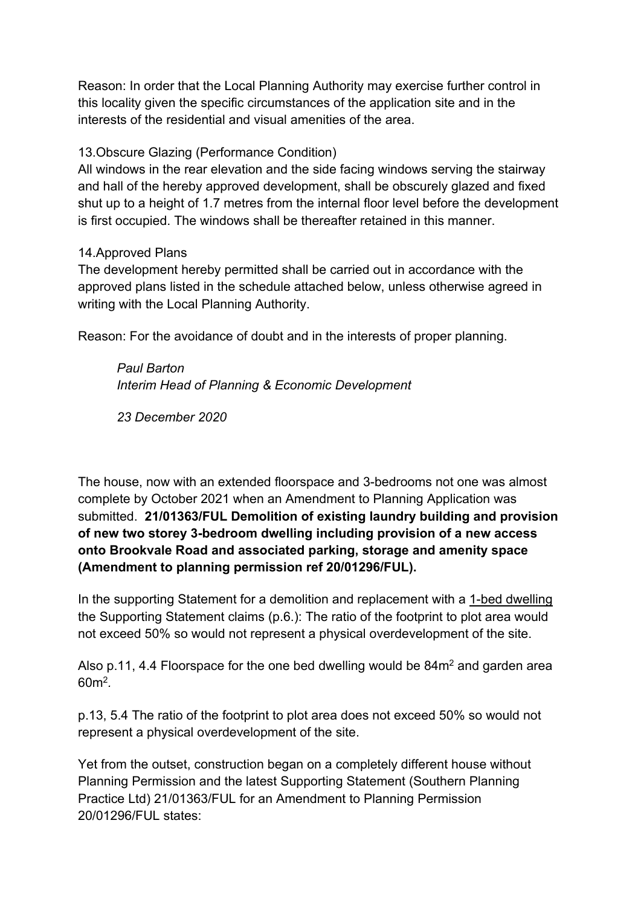Reason: In order that the Local Planning Authority may exercise further control in this locality given the specific circumstances of the application site and in the interests of the residential and visual amenities of the area.

13.Obscure Glazing (Performance Condition)
All windows in the rear elevation and the side facing windows serving the stairway and hall of the hereby approved development, shall be obscurely glazed and fixed shut up to a height of 1.7 metres from the internal floor level before the development is first occupied. The windows shall be thereafter retained in this manner.

14.Approved Plans
The development hereby permitted shall be carried out in accordance with the approved plans listed in the schedule attached below, unless otherwise agreed in writing with the Local Planning Authority.

Reason: For the avoidance of doubt and in the interests of proper planning.

> *Paul Barton*
> *Interim Head of Planning & Economic Development*
>
> *23 December 2020*

The house, now with an extended floorspace and 3-bedrooms not one was almost complete by October 2021 when an Amendment to Planning Application was submitted. **21/01363/FUL Demolition of existing laundry building and provision of new two storey 3-bedroom dwelling including provision of a new access onto Brookvale Road and associated parking, storage and amenity space (Amendment to planning permission ref 20/01296/FUL).**

In the supporting Statement for a demolition and replacement with a 1-bed dwelling the Supporting Statement claims (p.6.): The ratio of the footprint to plot area would not exceed 50% so would not represent a physical overdevelopment of the site.

Also p.11, 4.4 Floorspace for the one bed dwelling would be 84m$^2$ and garden area 60m$^2$.

p.13, 5.4 The ratio of the footprint to plot area does not exceed 50% so would not represent a physical overdevelopment of the site.

Yet from the outset, construction began on a completely different house without Planning Permission and the latest Supporting Statement (Southern Planning Practice Ltd) 21/01363/FUL for an Amendment to Planning Permission 20/01296/FUL states: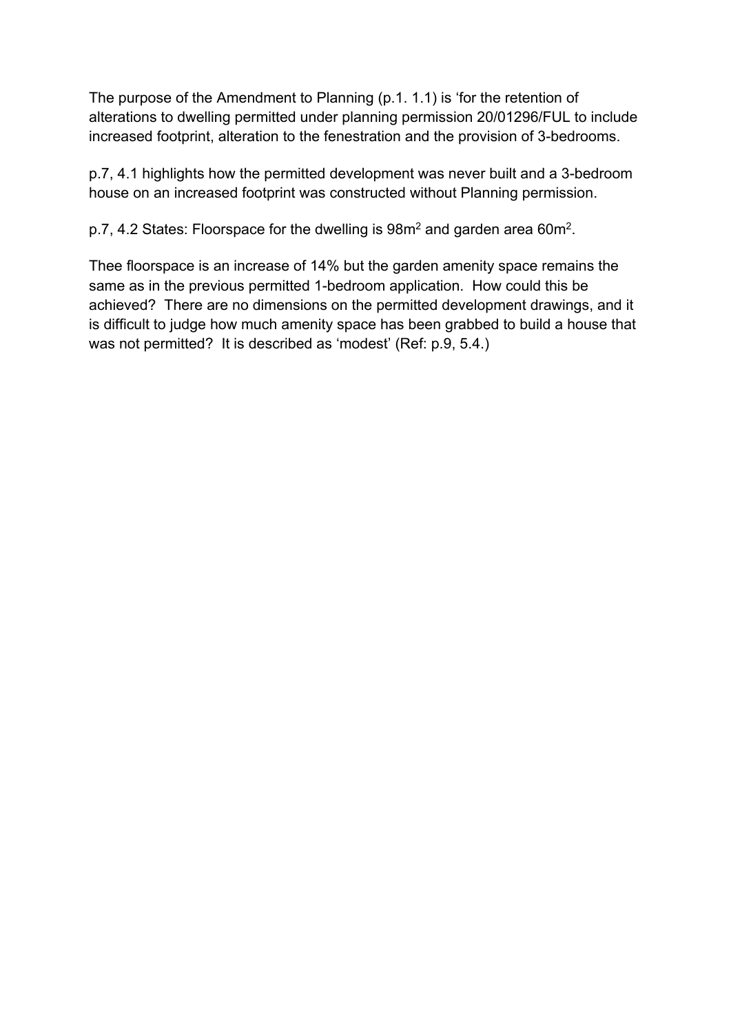The purpose of the Amendment to Planning (p.1. 1.1) is 'for the retention of alterations to dwelling permitted under planning permission 20/01296/FUL to include increased footprint, alteration to the fenestration and the provision of 3-bedrooms.

p.7, 4.1 highlights how the permitted development was never built and a 3-bedroom house on an increased footprint was constructed without Planning permission.

p.7, 4.2 States: Floorspace for the dwelling is $98m^2$ and garden area $60m^2$.

Thee floorspace is an increase of 14% but the garden amenity space remains the same as in the previous permitted 1-bedroom application. How could this be achieved? There are no dimensions on the permitted development drawings, and it is difficult to judge how much amenity space has been grabbed to build a house that was not permitted? It is described as 'modest' (Ref: p.9, 5.4.)